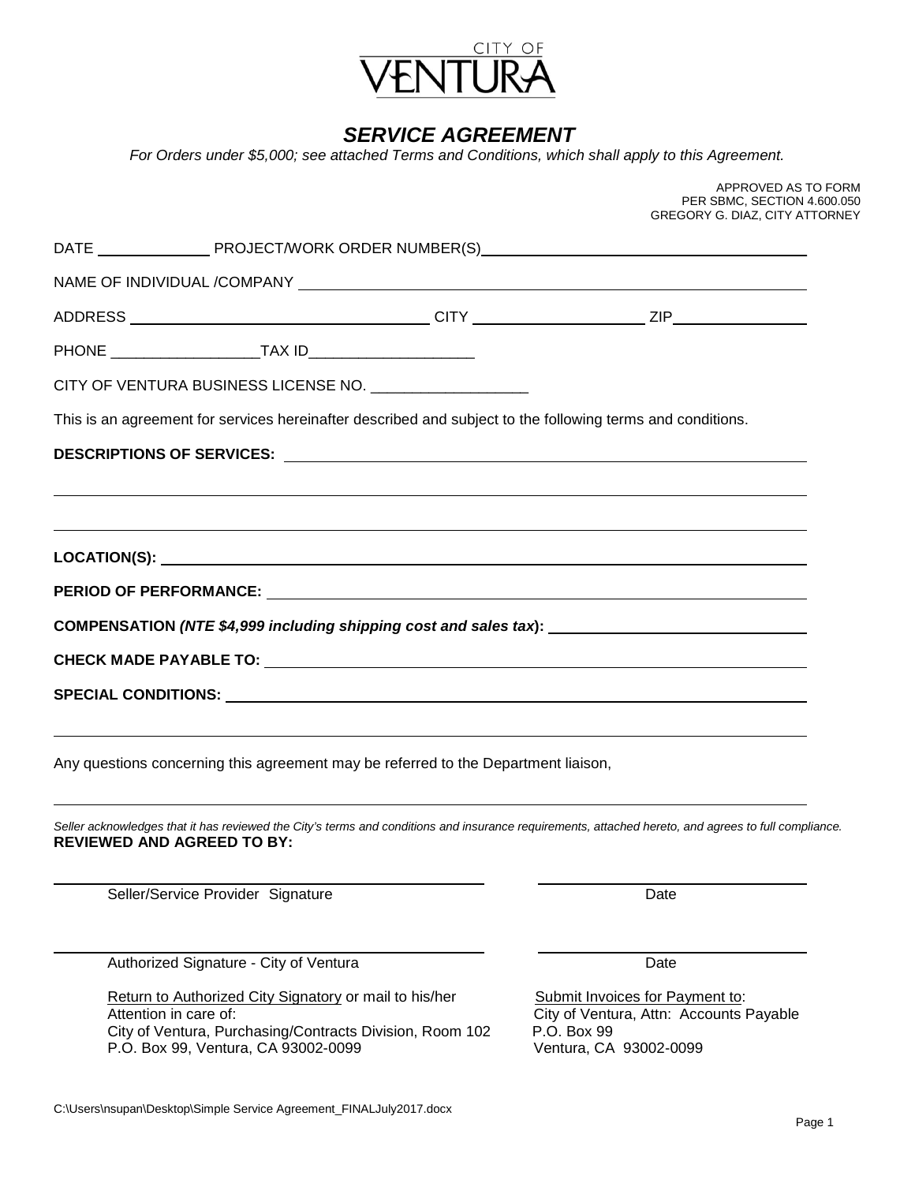CITY OF VENTURA

# *SERVICE AGREEMENT*

*For Orders under $5,000; see attached Terms and Conditions, which shall apply to this Agreement.*

APPROVED AS TO FORM
PER SBMC, SECTION 4.600.050
GREGORY G. DIAZ, CITY ATTORNEY

DATE ______________ PROJECT/WORK ORDER NUMBER(S)______________________________________

NAME OF INDIVIDUAL /COMPANY ______________________________________________________________

ADDRESS ____________________________________ CITY ____________________ ZIP________________

PHONE __________________TAX ID____________________

CITY OF VENTURA BUSINESS LICENSE NO. ___________________

This is an agreement for services hereinafter described and subject to the following terms and conditions.

**DESCRIPTIONS OF SERVICES:** ______________________________________________________________

______________________________________________________________________________________

______________________________________________________________________________________

**LOCATION(S):** ________________________________________________________________________

**PERIOD OF PERFORMANCE:** ______________________________________________________________

**COMPENSATION *(NTE $4,999 including shipping cost and sales tax)*:** ______________________________

**CHECK MADE PAYABLE TO:** ______________________________________________________________

**SPECIAL CONDITIONS:** __________________________________________________________________

______________________________________________________________________________________

Any questions concerning this agreement may be referred to the Department liaison,

______________________________________________________________________________________

*Seller acknowledges that it has reviewed the City's terms and conditions and insurance requirements, attached hereto, and agrees to full compliance.*

**REVIEWED AND AGREED TO BY:**

____________________________________________ ____________________________

Seller/Service Provider Signature Date

____________________________________________ ____________________________

Authorized Signature - City of Ventura Date

Return to Authorized City Signatory or mail to his/her
Attention in care of:
City of Ventura, Purchasing/Contracts Division, Room 102
P.O. Box 99, Ventura, CA 93002-0099

Submit Invoices for Payment to:
City of Ventura, Attn: Accounts Payable
P.O. Box 99
Ventura, CA 93002-0099

C:\Users\nsupan\Desktop\Simple Service Agreement_FINALJuly2017.docx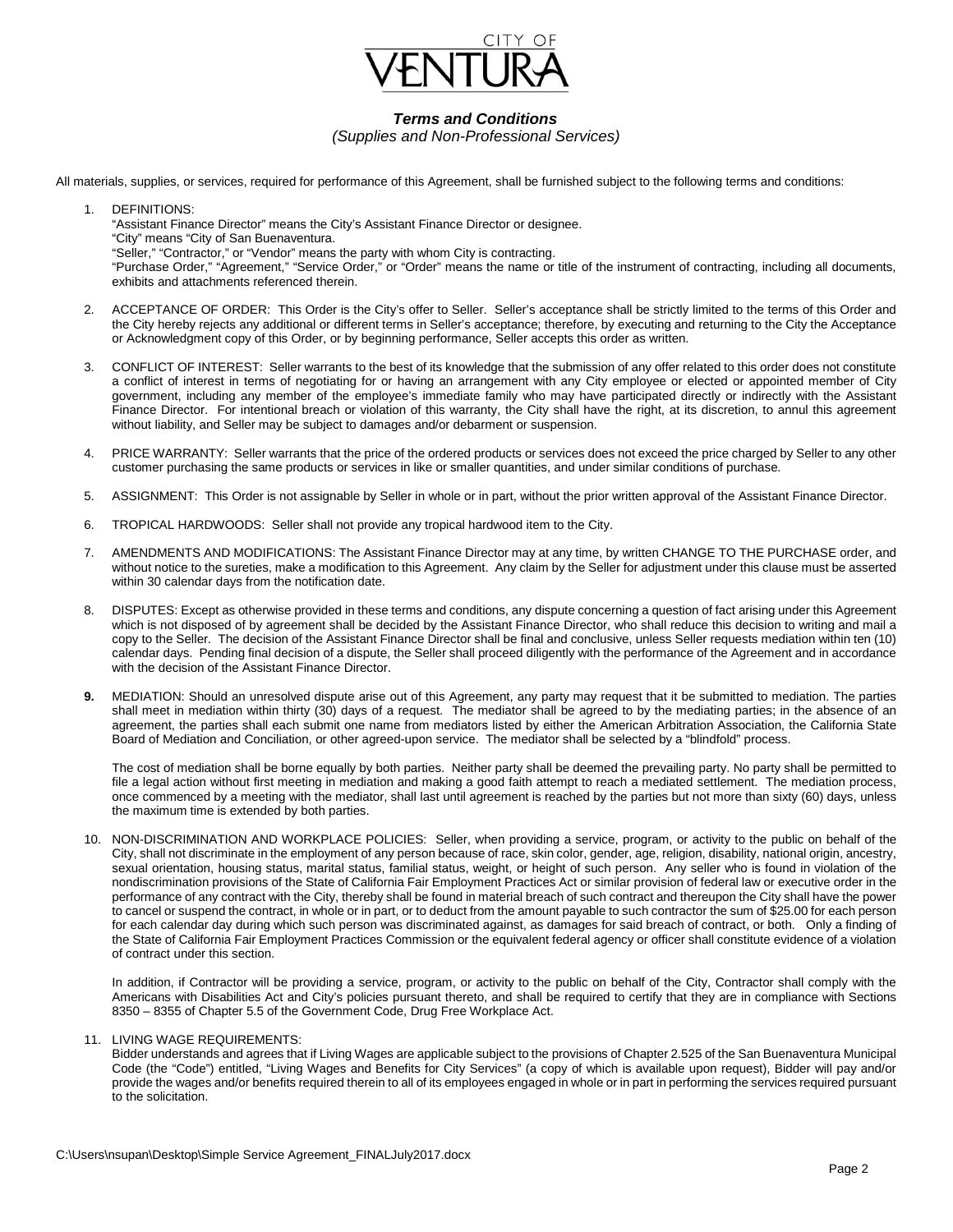CITY OF VENTURA

### *Terms and Conditions*

*(Supplies and Non-Professional Services)*

All materials, supplies, or services, required for performance of this Agreement, shall be furnished subject to the following terms and conditions:

1. DEFINITIONS:
   "Assistant Finance Director" means the City's Assistant Finance Director or designee.
   "City" means "City of San Buenaventura.
   "Seller," "Contractor," or "Vendor" means the party with whom City is contracting.
   "Purchase Order," "Agreement," "Service Order," or "Order" means the name or title of the instrument of contracting, including all documents, exhibits and attachments referenced therein.

2. ACCEPTANCE OF ORDER: This Order is the City's offer to Seller. Seller's acceptance shall be strictly limited to the terms of this Order and the City hereby rejects any additional or different terms in Seller's acceptance; therefore, by executing and returning to the City the Acceptance or Acknowledgment copy of this Order, or by beginning performance, Seller accepts this order as written.

3. CONFLICT OF INTEREST: Seller warrants to the best of its knowledge that the submission of any offer related to this order does not constitute a conflict of interest in terms of negotiating for or having an arrangement with any City employee or elected or appointed member of City government, including any member of the employee's immediate family who may have participated directly or indirectly with the Assistant Finance Director. For intentional breach or violation of this warranty, the City shall have the right, at its discretion, to annul this agreement without liability, and Seller may be subject to damages and/or debarment or suspension.

4. PRICE WARRANTY: Seller warrants that the price of the ordered products or services does not exceed the price charged by Seller to any other customer purchasing the same products or services in like or smaller quantities, and under similar conditions of purchase.

5. ASSIGNMENT: This Order is not assignable by Seller in whole or in part, without the prior written approval of the Assistant Finance Director.

6. TROPICAL HARDWOODS: Seller shall not provide any tropical hardwood item to the City.

7. AMENDMENTS AND MODIFICATIONS: The Assistant Finance Director may at any time, by written CHANGE TO THE PURCHASE order, and without notice to the sureties, make a modification to this Agreement. Any claim by the Seller for adjustment under this clause must be asserted within 30 calendar days from the notification date.

8. DISPUTES: Except as otherwise provided in these terms and conditions, any dispute concerning a question of fact arising under this Agreement which is not disposed of by agreement shall be decided by the Assistant Finance Director, who shall reduce this decision to writing and mail a copy to the Seller. The decision of the Assistant Finance Director shall be final and conclusive, unless Seller requests mediation within ten (10) calendar days. Pending final decision of a dispute, the Seller shall proceed diligently with the performance of the Agreement and in accordance with the decision of the Assistant Finance Director.

9. MEDIATION: Should an unresolved dispute arise out of this Agreement, any party may request that it be submitted to mediation. The parties shall meet in mediation within thirty (30) days of a request. The mediator shall be agreed to by the mediating parties; in the absence of an agreement, the parties shall each submit one name from mediators listed by either the American Arbitration Association, the California State Board of Mediation and Conciliation, or other agreed-upon service. The mediator shall be selected by a "blindfold" process.

   The cost of mediation shall be borne equally by both parties. Neither party shall be deemed the prevailing party. No party shall be permitted to file a legal action without first meeting in mediation and making a good faith attempt to reach a mediated settlement. The mediation process, once commenced by a meeting with the mediator, shall last until agreement is reached by the parties but not more than sixty (60) days, unless the maximum time is extended by both parties.

10. NON-DISCRIMINATION AND WORKPLACE POLICIES: Seller, when providing a service, program, or activity to the public on behalf of the City, shall not discriminate in the employment of any person because of race, skin color, gender, age, religion, disability, national origin, ancestry, sexual orientation, housing status, marital status, familial status, weight, or height of such person. Any seller who is found in violation of the nondiscrimination provisions of the State of California Fair Employment Practices Act or similar provision of federal law or executive order in the performance of any contract with the City, thereby shall be found in material breach of such contract and thereupon the City shall have the power to cancel or suspend the contract, in whole or in part, or to deduct from the amount payable to such contractor the sum of $25.00 for each person for each calendar day during which such person was discriminated against, as damages for said breach of contract, or both. Only a finding of the State of California Fair Employment Practices Commission or the equivalent federal agency or officer shall constitute evidence of a violation of contract under this section.

    In addition, if Contractor will be providing a service, program, or activity to the public on behalf of the City, Contractor shall comply with the Americans with Disabilities Act and City's policies pursuant thereto, and shall be required to certify that they are in compliance with Sections 8350 – 8355 of Chapter 5.5 of the Government Code, Drug Free Workplace Act.

11. LIVING WAGE REQUIREMENTS:
    Bidder understands and agrees that if Living Wages are applicable subject to the provisions of Chapter 2.525 of the San Buenaventura Municipal Code (the "Code") entitled, "Living Wages and Benefits for City Services" (a copy of which is available upon request), Bidder will pay and/or provide the wages and/or benefits required therein to all of its employees engaged in whole or in part in performing the services required pursuant to the solicitation.

C:\Users\nsupan\Desktop\Simple Service Agreement_FINALJuly2017.docx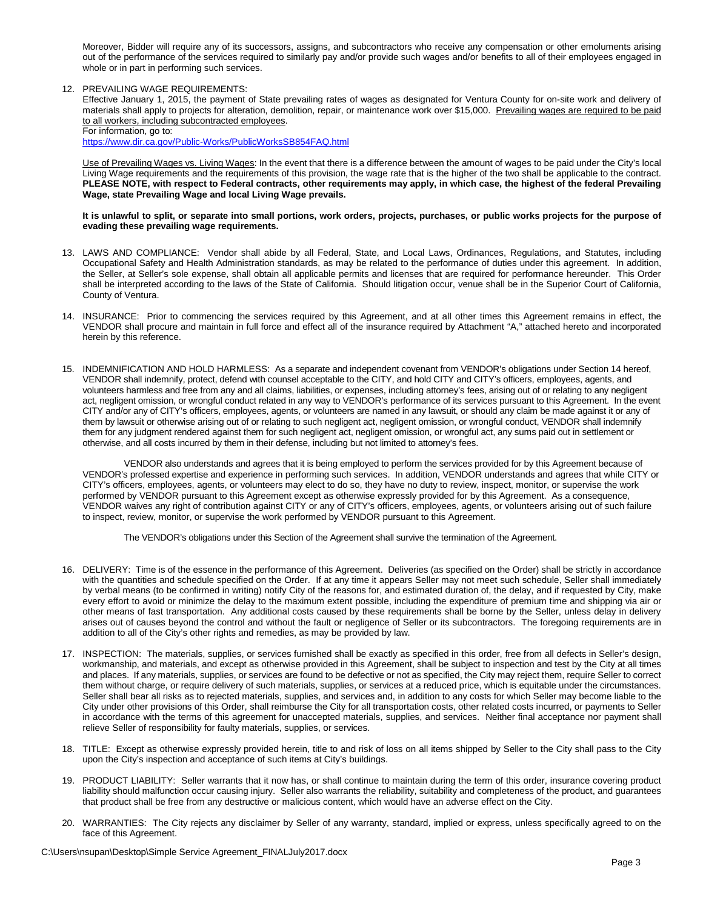Moreover, Bidder will require any of its successors, assigns, and subcontractors who receive any compensation or other emoluments arising out of the performance of the services required to similarly pay and/or provide such wages and/or benefits to all of their employees engaged in whole or in part in performing such services.

12. PREVAILING WAGE REQUIREMENTS:
Effective January 1, 2015, the payment of State prevailing rates of wages as designated for Ventura County for on-site work and delivery of materials shall apply to projects for alteration, demolition, repair, or maintenance work over $15,000. Prevailing wages are required to be paid to all workers, including subcontracted employees.
For information, go to:
https://www.dir.ca.gov/Public-Works/PublicWorksSB854FAQ.html

Use of Prevailing Wages vs. Living Wages: In the event that there is a difference between the amount of wages to be paid under the City's local Living Wage requirements and the requirements of this provision, the wage rate that is the higher of the two shall be applicable to the contract. **PLEASE NOTE, with respect to Federal contracts, other requirements may apply, in which case, the highest of the federal Prevailing Wage, state Prevailing Wage and local Living Wage prevails.**

**It is unlawful to split, or separate into small portions, work orders, projects, purchases, or public works projects for the purpose of evading these prevailing wage requirements.**

13. LAWS AND COMPLIANCE: Vendor shall abide by all Federal, State, and Local Laws, Ordinances, Regulations, and Statutes, including Occupational Safety and Health Administration standards, as may be related to the performance of duties under this agreement. In addition, the Seller, at Seller's sole expense, shall obtain all applicable permits and licenses that are required for performance hereunder. This Order shall be interpreted according to the laws of the State of California. Should litigation occur, venue shall be in the Superior Court of California, County of Ventura.

14. INSURANCE: Prior to commencing the services required by this Agreement, and at all other times this Agreement remains in effect, the VENDOR shall procure and maintain in full force and effect all of the insurance required by Attachment "A," attached hereto and incorporated herein by this reference.

15. INDEMNIFICATION AND HOLD HARMLESS: As a separate and independent covenant from VENDOR's obligations under Section 14 hereof, VENDOR shall indemnify, protect, defend with counsel acceptable to the CITY, and hold CITY and CITY's officers, employees, agents, and volunteers harmless and free from any and all claims, liabilities, or expenses, including attorney's fees, arising out of or relating to any negligent act, negligent omission, or wrongful conduct related in any way to VENDOR's performance of its services pursuant to this Agreement. In the event CITY and/or any of CITY's officers, employees, agents, or volunteers are named in any lawsuit, or should any claim be made against it or any of them by lawsuit or otherwise arising out of or relating to such negligent act, negligent omission, or wrongful conduct, VENDOR shall indemnify them for any judgment rendered against them for such negligent act, negligent omission, or wrongful act, any sums paid out in settlement or otherwise, and all costs incurred by them in their defense, including but not limited to attorney's fees.

VENDOR also understands and agrees that it is being employed to perform the services provided for by this Agreement because of VENDOR's professed expertise and experience in performing such services. In addition, VENDOR understands and agrees that while CITY or CITY's officers, employees, agents, or volunteers may elect to do so, they have no duty to review, inspect, monitor, or supervise the work performed by VENDOR pursuant to this Agreement except as otherwise expressly provided for by this Agreement. As a consequence, VENDOR waives any right of contribution against CITY or any of CITY's officers, employees, agents, or volunteers arising out of such failure to inspect, review, monitor, or supervise the work performed by VENDOR pursuant to this Agreement.

The VENDOR's obligations under this Section of the Agreement shall survive the termination of the Agreement.

16. DELIVERY: Time is of the essence in the performance of this Agreement. Deliveries (as specified on the Order) shall be strictly in accordance with the quantities and schedule specified on the Order. If at any time it appears Seller may not meet such schedule, Seller shall immediately by verbal means (to be confirmed in writing) notify City of the reasons for, and estimated duration of, the delay, and if requested by City, make every effort to avoid or minimize the delay to the maximum extent possible, including the expenditure of premium time and shipping via air or other means of fast transportation. Any additional costs caused by these requirements shall be borne by the Seller, unless delay in delivery arises out of causes beyond the control and without the fault or negligence of Seller or its subcontractors. The foregoing requirements are in addition to all of the City's other rights and remedies, as may be provided by law.

17. INSPECTION: The materials, supplies, or services furnished shall be exactly as specified in this order, free from all defects in Seller's design, workmanship, and materials, and except as otherwise provided in this Agreement, shall be subject to inspection and test by the City at all times and places. If any materials, supplies, or services are found to be defective or not as specified, the City may reject them, require Seller to correct them without charge, or require delivery of such materials, supplies, or services at a reduced price, which is equitable under the circumstances. Seller shall bear all risks as to rejected materials, supplies, and services and, in addition to any costs for which Seller may become liable to the City under other provisions of this Order, shall reimburse the City for all transportation costs, other related costs incurred, or payments to Seller in accordance with the terms of this agreement for unaccepted materials, supplies, and services. Neither final acceptance nor payment shall relieve Seller of responsibility for faulty materials, supplies, or services.

18. TITLE: Except as otherwise expressly provided herein, title to and risk of loss on all items shipped by Seller to the City shall pass to the City upon the City's inspection and acceptance of such items at City's buildings.

19. PRODUCT LIABILITY: Seller warrants that it now has, or shall continue to maintain during the term of this order, insurance covering product liability should malfunction occur causing injury. Seller also warrants the reliability, suitability and completeness of the product, and guarantees that product shall be free from any destructive or malicious content, which would have an adverse effect on the City.

20. WARRANTIES: The City rejects any disclaimer by Seller of any warranty, standard, implied or express, unless specifically agreed to on the face of this Agreement.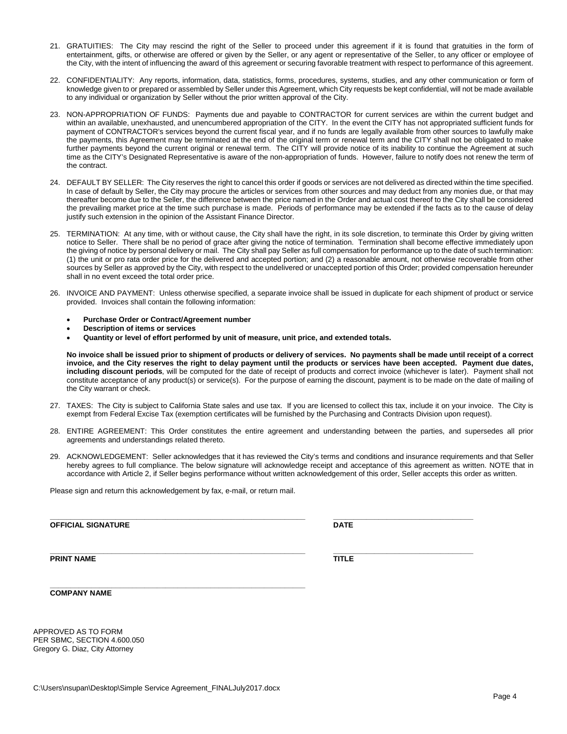21. GRATUITIES: The City may rescind the right of the Seller to proceed under this agreement if it is found that gratuities in the form of entertainment, gifts, or otherwise are offered or given by the Seller, or any agent or representative of the Seller, to any officer or employee of the City, with the intent of influencing the award of this agreement or securing favorable treatment with respect to performance of this agreement.

22. CONFIDENTIALITY: Any reports, information, data, statistics, forms, procedures, systems, studies, and any other communication or form of knowledge given to or prepared or assembled by Seller under this Agreement, which City requests be kept confidential, will not be made available to any individual or organization by Seller without the prior written approval of the City.

23. NON-APPROPRIATION OF FUNDS: Payments due and payable to CONTRACTOR for current services are within the current budget and within an available, unexhausted, and unencumbered appropriation of the CITY. In the event the CITY has not appropriated sufficient funds for payment of CONTRACTOR's services beyond the current fiscal year, and if no funds are legally available from other sources to lawfully make the payments, this Agreement may be terminated at the end of the original term or renewal term and the CITY shall not be obligated to make further payments beyond the current original or renewal term. The CITY will provide notice of its inability to continue the Agreement at such time as the CITY's Designated Representative is aware of the non-appropriation of funds. However, failure to notify does not renew the term of the contract.

24. DEFAULT BY SELLER: The City reserves the right to cancel this order if goods or services are not delivered as directed within the time specified. In case of default by Seller, the City may procure the articles or services from other sources and may deduct from any monies due, or that may thereafter become due to the Seller, the difference between the price named in the Order and actual cost thereof to the City shall be considered the prevailing market price at the time such purchase is made. Periods of performance may be extended if the facts as to the cause of delay justify such extension in the opinion of the Assistant Finance Director.

25. TERMINATION: At any time, with or without cause, the City shall have the right, in its sole discretion, to terminate this Order by giving written notice to Seller. There shall be no period of grace after giving the notice of termination. Termination shall become effective immediately upon the giving of notice by personal delivery or mail. The City shall pay Seller as full compensation for performance up to the date of such termination: (1) the unit or pro rata order price for the delivered and accepted portion; and (2) a reasonable amount, not otherwise recoverable from other sources by Seller as approved by the City, with respect to the undelivered or unaccepted portion of this Order; provided compensation hereunder shall in no event exceed the total order price.

26. INVOICE AND PAYMENT: Unless otherwise specified, a separate invoice shall be issued in duplicate for each shipment of product or service provided. Invoices shall contain the following information:

    - **Purchase Order or Contract/Agreement number**
    - **Description of items or services**
    - **Quantity or level of effort performed by unit of measure, unit price, and extended totals.**

    **No invoice shall be issued prior to shipment of products or delivery of services. No payments shall be made until receipt of a correct invoice, and the City reserves the right to delay payment until the products or services have been accepted. Payment due dates, including discount periods**, will be computed for the date of receipt of products and correct invoice (whichever is later). Payment shall not constitute acceptance of any product(s) or service(s). For the purpose of earning the discount, payment is to be made on the date of mailing of the City warrant or check.

27. TAXES: The City is subject to California State sales and use tax. If you are licensed to collect this tax, include it on your invoice. The City is exempt from Federal Excise Tax (exemption certificates will be furnished by the Purchasing and Contracts Division upon request).

28. ENTIRE AGREEMENT: This Order constitutes the entire agreement and understanding between the parties, and supersedes all prior agreements and understandings related thereto.

29. ACKNOWLEDGEMENT: Seller acknowledges that it has reviewed the City's terms and conditions and insurance requirements and that Seller hereby agrees to full compliance. The below signature will acknowledge receipt and acceptance of this agreement as written. NOTE that in accordance with Article 2, if Seller begins performance without written acknowledgement of this order, Seller accepts this order as written.

Please sign and return this acknowledgement by fax, e-mail, or return mail.

\_\_\_\_\_\_\_\_\_\_\_\_\_\_\_\_\_\_\_\_\_\_\_\_\_\_\_\_\_\_\_\_\_\_\_\_\_\_\_\_ \_\_\_\_\_\_\_\_\_\_\_\_\_\_\_\_\_\_\_\_\_\_\_\_

**OFFICIAL SIGNATURE** **DATE**

\_\_\_\_\_\_\_\_\_\_\_\_\_\_\_\_\_\_\_\_\_\_\_\_\_\_\_\_\_\_\_\_\_\_\_\_\_\_\_\_ \_\_\_\_\_\_\_\_\_\_\_\_\_\_\_\_\_\_\_\_\_\_\_\_

**PRINT NAME** **TITLE**

\_\_\_\_\_\_\_\_\_\_\_\_\_\_\_\_\_\_\_\_\_\_\_\_\_\_\_\_\_\_\_\_\_\_\_\_\_\_\_\_

**COMPANY NAME**

APPROVED AS TO FORM
PER SBMC, SECTION 4.600.050
Gregory G. Diaz, City Attorney

C:\Users\nsupan\Desktop\Simple Service Agreement_FINALJuly2017.docx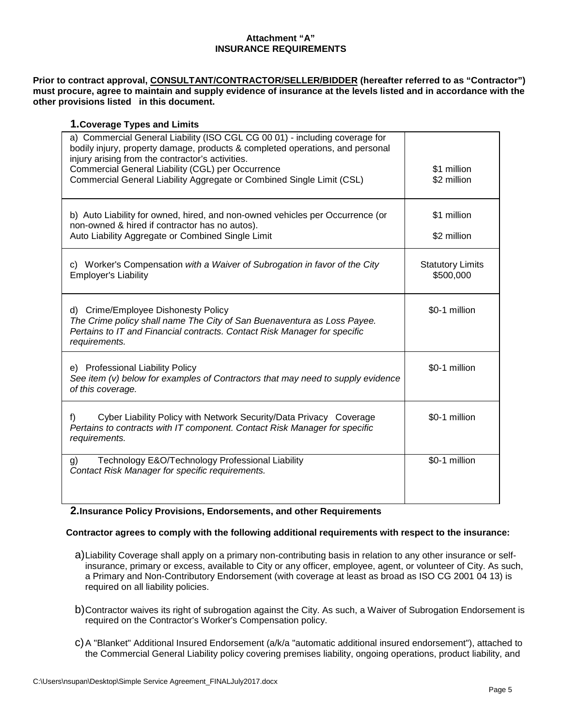**Attachment "A"**
**INSURANCE REQUIREMENTS**

**Prior to contract approval, <u>CONSULTANT/CONTRACTOR/SELLER/BIDDER</u> (hereafter referred to as "Contractor") must procure, agree to maintain and supply evidence of insurance at the levels listed and in accordance with the other provisions listed in this document.**

## 1. Coverage Types and Limits

| | |
|---|---|
| a) Commercial General Liability (ISO CGL CG 00 01) - including coverage for bodily injury, property damage, products & completed operations, and personal injury arising from the contractor's activities.<br>Commercial General Liability (CGL) per Occurrence<br>Commercial General Liability Aggregate or Combined Single Limit (CSL) | <br><br>$1 million<br>$2 million |
| b) Auto Liability for owned, hired, and non-owned vehicles per Occurrence (or non-owned & hired if contractor has no autos).<br>Auto Liability Aggregate or Combined Single Limit | $1 million<br><br>$2 million |
| c) Worker's Compensation *with a Waiver of Subrogation in favor of the City*<br>Employer's Liability | Statutory Limits<br>$500,000 |
| d) Crime/Employee Dishonesty Policy<br>*The Crime policy shall name The City of San Buenaventura as Loss Payee. Pertains to IT and Financial contracts. Contact Risk Manager for specific requirements.* | $0-1 million |
| e) Professional Liability Policy<br>*See item (v) below for examples of Contractors that may need to supply evidence of this coverage.* | $0-1 million |
| f) Cyber Liability Policy with Network Security/Data Privacy Coverage<br>*Pertains to contracts with IT component. Contact Risk Manager for specific requirements.* | $0-1 million |
| g) Technology E&O/Technology Professional Liability<br>*Contact Risk Manager for specific requirements.* | $0-1 million |

## 2. Insurance Policy Provisions, Endorsements, and other Requirements

**Contractor agrees to comply with the following additional requirements with respect to the insurance:**

a) Liability Coverage shall apply on a primary non-contributing basis in relation to any other insurance or self-insurance, primary or excess, available to City or any officer, employee, agent, or volunteer of City. As such, a Primary and Non-Contributory Endorsement (with coverage at least as broad as ISO CG 2001 04 13) is required on all liability policies.

b) Contractor waives its right of subrogation against the City. As such, a Waiver of Subrogation Endorsement is required on the Contractor's Worker's Compensation policy.

c) A "Blanket" Additional Insured Endorsement (a/k/a "automatic additional insured endorsement"), attached to the Commercial General Liability policy covering premises liability, ongoing operations, product liability, and

C:\Users\nsupan\Desktop\Simple Service Agreement_FINALJuly2017.docx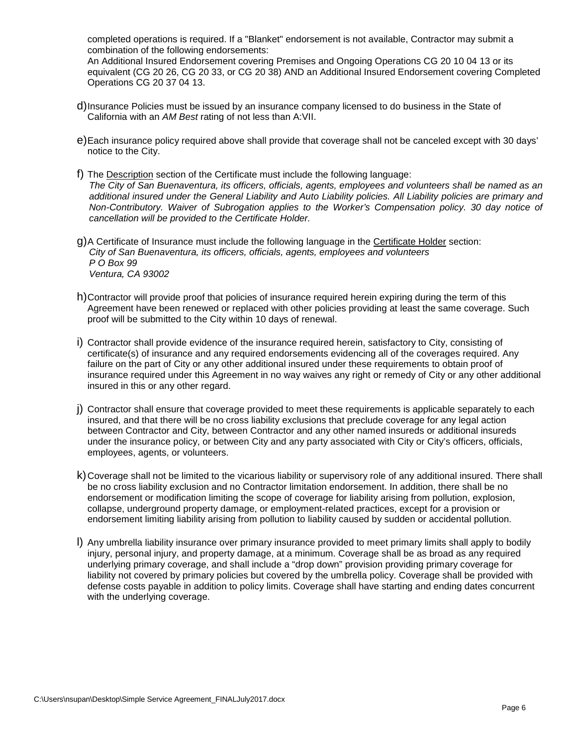completed operations is required. If a "Blanket" endorsement is not available, Contractor may submit a combination of the following endorsements:
An Additional Insured Endorsement covering Premises and Ongoing Operations CG 20 10 04 13 or its equivalent (CG 20 26, CG 20 33, or CG 20 38) AND an Additional Insured Endorsement covering Completed Operations CG 20 37 04 13.

d) Insurance Policies must be issued by an insurance company licensed to do business in the State of California with an *AM Best* rating of not less than A:VII.

e) Each insurance policy required above shall provide that coverage shall not be canceled except with 30 days' notice to the City.

f) The Description section of the Certificate must include the following language:
*The City of San Buenaventura, its officers, officials, agents, employees and volunteers shall be named as an additional insured under the General Liability and Auto Liability policies. All Liability policies are primary and Non-Contributory. Waiver of Subrogation applies to the Worker's Compensation policy. 30 day notice of cancellation will be provided to the Certificate Holder.*

g) A Certificate of Insurance must include the following language in the Certificate Holder section:
*City of San Buenaventura, its officers, officials, agents, employees and volunteers*
*P O Box 99*
*Ventura, CA 93002*

h) Contractor will provide proof that policies of insurance required herein expiring during the term of this Agreement have been renewed or replaced with other policies providing at least the same coverage. Such proof will be submitted to the City within 10 days of renewal.

i) Contractor shall provide evidence of the insurance required herein, satisfactory to City, consisting of certificate(s) of insurance and any required endorsements evidencing all of the coverages required. Any failure on the part of City or any other additional insured under these requirements to obtain proof of insurance required under this Agreement in no way waives any right or remedy of City or any other additional insured in this or any other regard.

j) Contractor shall ensure that coverage provided to meet these requirements is applicable separately to each insured, and that there will be no cross liability exclusions that preclude coverage for any legal action between Contractor and City, between Contractor and any other named insureds or additional insureds under the insurance policy, or between City and any party associated with City or City's officers, officials, employees, agents, or volunteers.

k) Coverage shall not be limited to the vicarious liability or supervisory role of any additional insured. There shall be no cross liability exclusion and no Contractor limitation endorsement. In addition, there shall be no endorsement or modification limiting the scope of coverage for liability arising from pollution, explosion, collapse, underground property damage, or employment-related practices, except for a provision or endorsement limiting liability arising from pollution to liability caused by sudden or accidental pollution.

l) Any umbrella liability insurance over primary insurance provided to meet primary limits shall apply to bodily injury, personal injury, and property damage, at a minimum. Coverage shall be as broad as any required underlying primary coverage, and shall include a "drop down" provision providing primary coverage for liability not covered by primary policies but covered by the umbrella policy. Coverage shall be provided with defense costs payable in addition to policy limits. Coverage shall have starting and ending dates concurrent with the underlying coverage.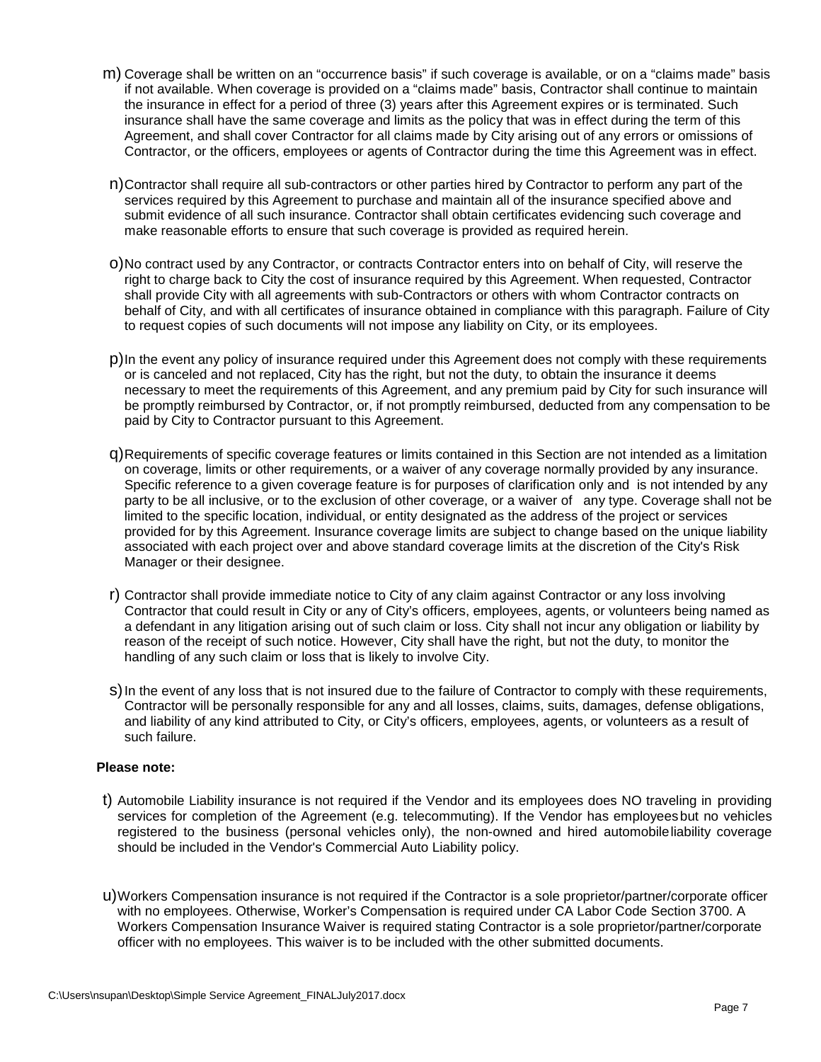m) Coverage shall be written on an "occurrence basis" if such coverage is available, or on a "claims made" basis if not available. When coverage is provided on a "claims made" basis, Contractor shall continue to maintain the insurance in effect for a period of three (3) years after this Agreement expires or is terminated. Such insurance shall have the same coverage and limits as the policy that was in effect during the term of this Agreement, and shall cover Contractor for all claims made by City arising out of any errors or omissions of Contractor, or the officers, employees or agents of Contractor during the time this Agreement was in effect.

n) Contractor shall require all sub-contractors or other parties hired by Contractor to perform any part of the services required by this Agreement to purchase and maintain all of the insurance specified above and submit evidence of all such insurance. Contractor shall obtain certificates evidencing such coverage and make reasonable efforts to ensure that such coverage is provided as required herein.

o) No contract used by any Contractor, or contracts Contractor enters into on behalf of City, will reserve the right to charge back to City the cost of insurance required by this Agreement. When requested, Contractor shall provide City with all agreements with sub-Contractors or others with whom Contractor contracts on behalf of City, and with all certificates of insurance obtained in compliance with this paragraph. Failure of City to request copies of such documents will not impose any liability on City, or its employees.

p) In the event any policy of insurance required under this Agreement does not comply with these requirements or is canceled and not replaced, City has the right, but not the duty, to obtain the insurance it deems necessary to meet the requirements of this Agreement, and any premium paid by City for such insurance will be promptly reimbursed by Contractor, or, if not promptly reimbursed, deducted from any compensation to be paid by City to Contractor pursuant to this Agreement.

q) Requirements of specific coverage features or limits contained in this Section are not intended as a limitation on coverage, limits or other requirements, or a waiver of any coverage normally provided by any insurance. Specific reference to a given coverage feature is for purposes of clarification only and is not intended by any party to be all inclusive, or to the exclusion of other coverage, or a waiver of any type. Coverage shall not be limited to the specific location, individual, or entity designated as the address of the project or services provided for by this Agreement. Insurance coverage limits are subject to change based on the unique liability associated with each project over and above standard coverage limits at the discretion of the City's Risk Manager or their designee.

r) Contractor shall provide immediate notice to City of any claim against Contractor or any loss involving Contractor that could result in City or any of City's officers, employees, agents, or volunteers being named as a defendant in any litigation arising out of such claim or loss. City shall not incur any obligation or liability by reason of the receipt of such notice. However, City shall have the right, but not the duty, to monitor the handling of any such claim or loss that is likely to involve City.

s) In the event of any loss that is not insured due to the failure of Contractor to comply with these requirements, Contractor will be personally responsible for any and all losses, claims, suits, damages, defense obligations, and liability of any kind attributed to City, or City's officers, employees, agents, or volunteers as a result of such failure.

**Please note:**

t) Automobile Liability insurance is not required if the Vendor and its employees does NO traveling in providing services for completion of the Agreement (e.g. telecommuting). If the Vendor has employees but no vehicles registered to the business (personal vehicles only), the non-owned and hired automobile liability coverage should be included in the Vendor's Commercial Auto Liability policy.

u) Workers Compensation insurance is not required if the Contractor is a sole proprietor/partner/corporate officer with no employees. Otherwise, Worker's Compensation is required under CA Labor Code Section 3700. A Workers Compensation Insurance Waiver is required stating Contractor is a sole proprietor/partner/corporate officer with no employees. This waiver is to be included with the other submitted documents.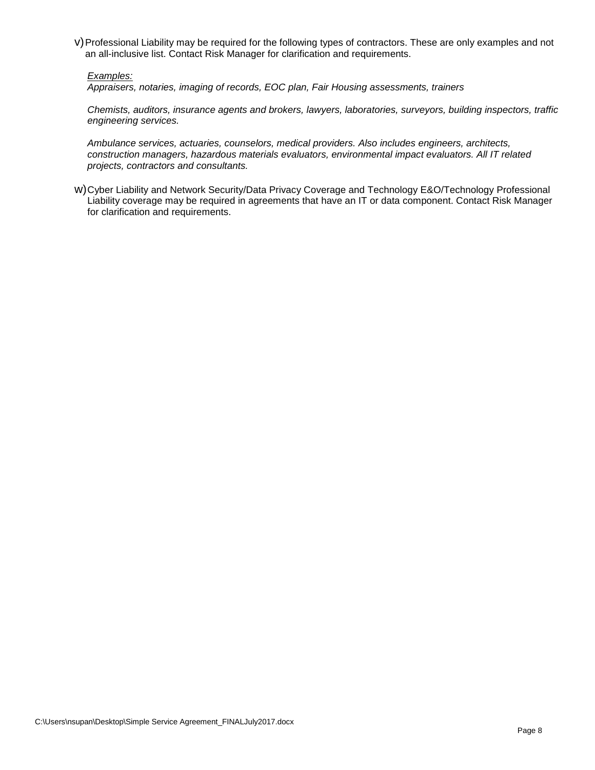v) Professional Liability may be required for the following types of contractors. These are only examples and not an all-inclusive list. Contact Risk Manager for clarification and requirements.

*Examples:*
*Appraisers, notaries, imaging of records, EOC plan, Fair Housing assessments, trainers*

*Chemists, auditors, insurance agents and brokers, lawyers, laboratories, surveyors, building inspectors, traffic engineering services.*

*Ambulance services, actuaries, counselors, medical providers. Also includes engineers, architects, construction managers, hazardous materials evaluators, environmental impact evaluators. All IT related projects, contractors and consultants.*

w) Cyber Liability and Network Security/Data Privacy Coverage and Technology E&O/Technology Professional Liability coverage may be required in agreements that have an IT or data component. Contact Risk Manager for clarification and requirements.

C:\Users\nsupan\Desktop\Simple Service Agreement_FINALJuly2017.docx